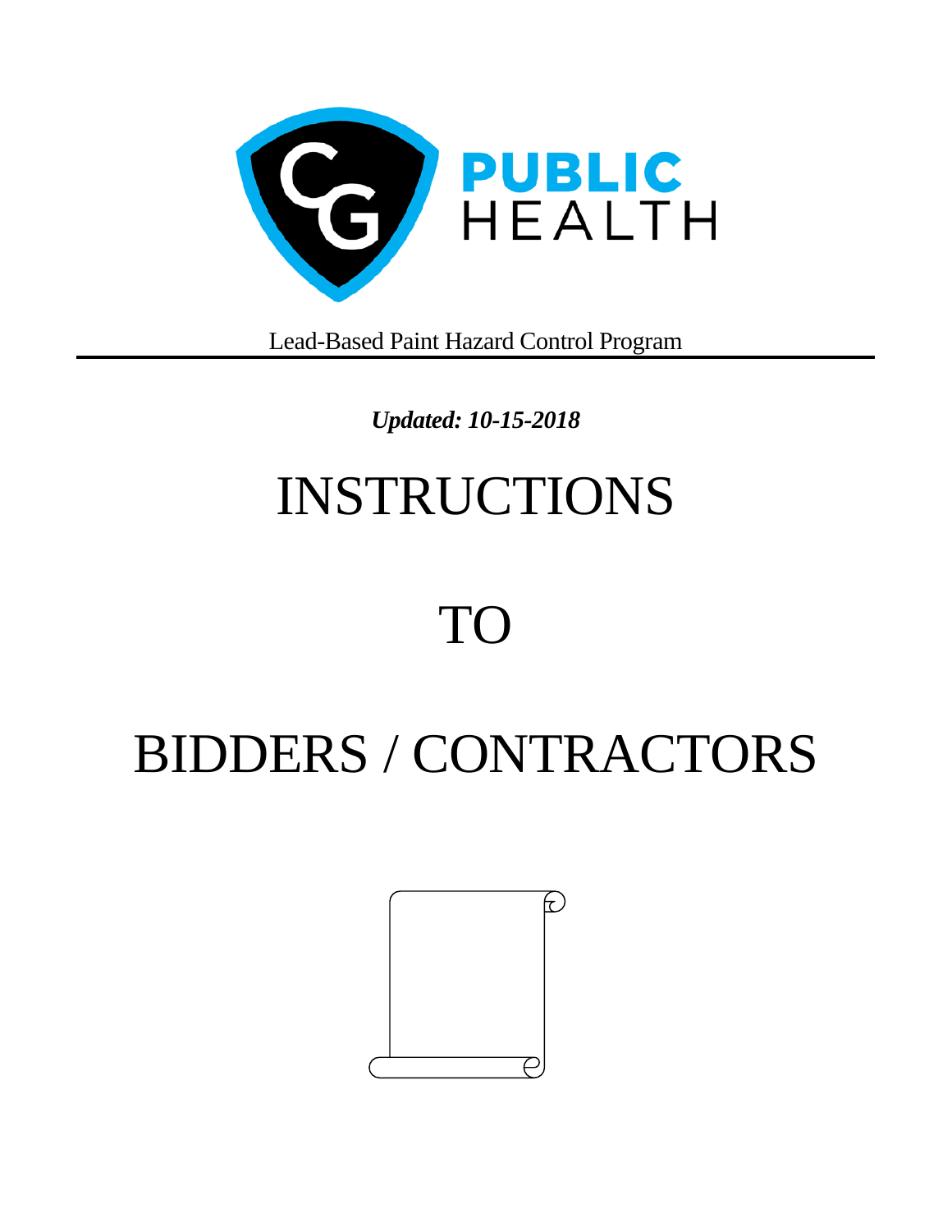PUBLIC HEALTH

Lead-Based Paint Hazard Control Program

***Updated: 10-15-2018***

# INSTRUCTIONS

# TO

# BIDDERS / CONTRACTORS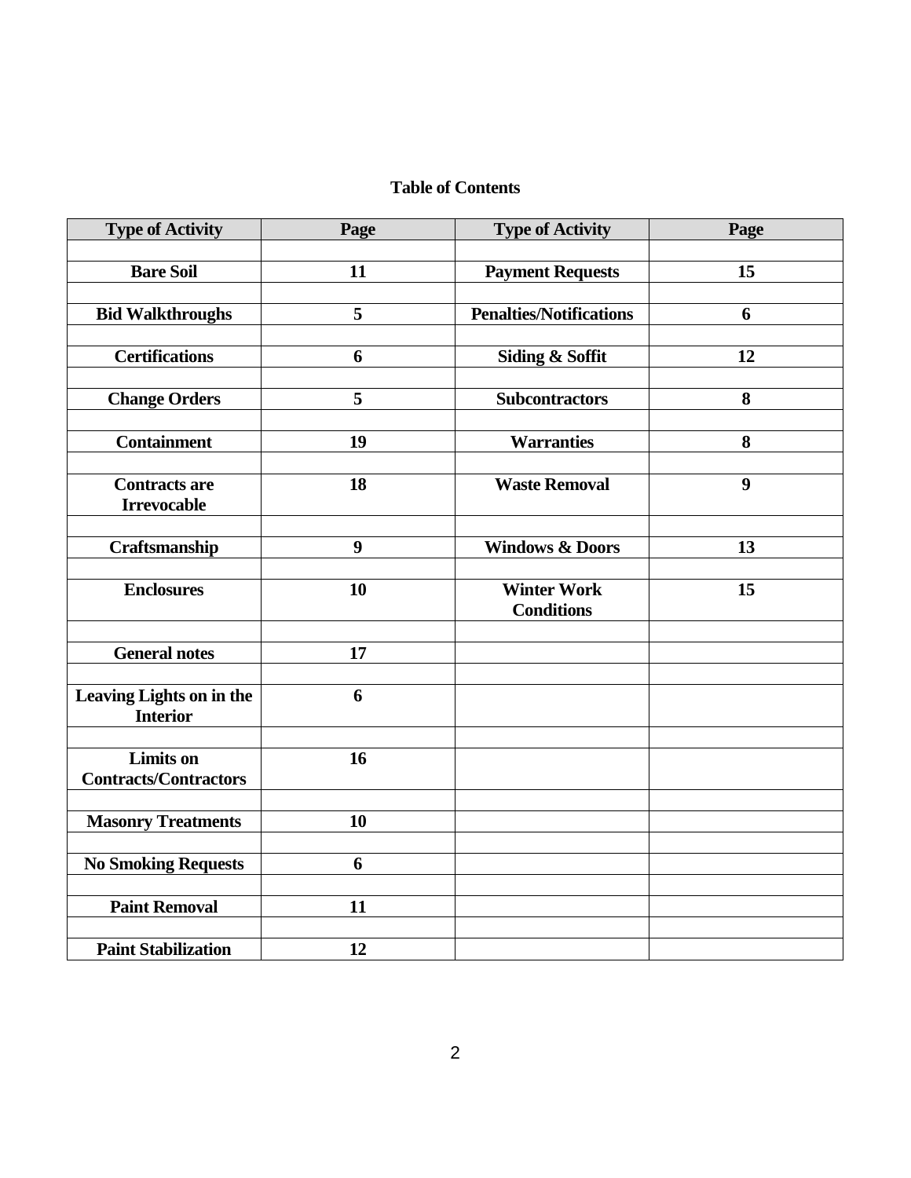**Table of Contents**

| Type of Activity | Page | Type of Activity | Page |
|---|---|---|---|
| Bare Soil | 11 | Payment Requests | 15 |
| Bid Walkthroughs | 5 | Penalties/Notifications | 6 |
| Certifications | 6 | Siding & Soffit | 12 |
| Change Orders | 5 | Subcontractors | 8 |
| Containment | 19 | Warranties | 8 |
| Contracts are Irrevocable | 18 | Waste Removal | 9 |
| Craftsmanship | 9 | Windows & Doors | 13 |
| Enclosures | 10 | Winter Work Conditions | 15 |
| General notes | 17 | | |
| Leaving Lights on in the Interior | 6 | | |
| Limits on Contracts/Contractors | 16 | | |
| Masonry Treatments | 10 | | |
| No Smoking Requests | 6 | | |
| Paint Removal | 11 | | |
| Paint Stabilization | 12 | | |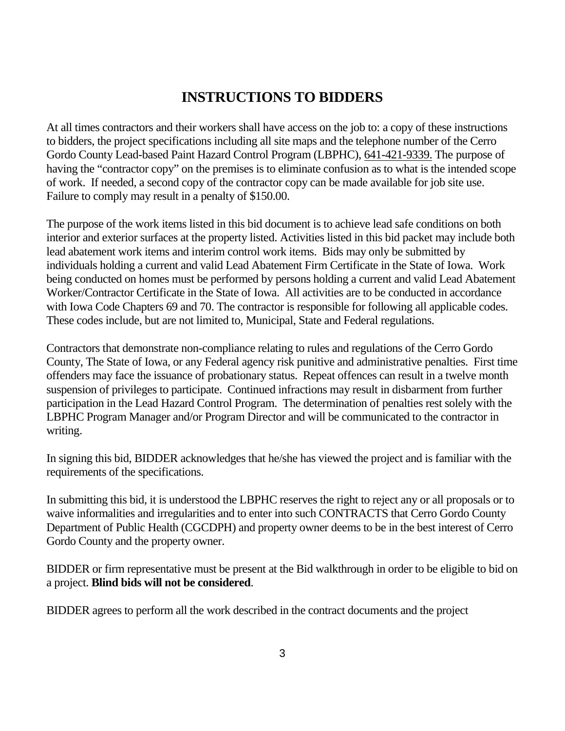# INSTRUCTIONS TO BIDDERS

At all times contractors and their workers shall have access on the job to: a copy of these instructions to bidders, the project specifications including all site maps and the telephone number of the Cerro Gordo County Lead-based Paint Hazard Control Program (LBPHC), 641-421-9339. The purpose of having the "contractor copy" on the premises is to eliminate confusion as to what is the intended scope of work. If needed, a second copy of the contractor copy can be made available for job site use. Failure to comply may result in a penalty of $150.00.

The purpose of the work items listed in this bid document is to achieve lead safe conditions on both interior and exterior surfaces at the property listed. Activities listed in this bid packet may include both lead abatement work items and interim control work items. Bids may only be submitted by individuals holding a current and valid Lead Abatement Firm Certificate in the State of Iowa. Work being conducted on homes must be performed by persons holding a current and valid Lead Abatement Worker/Contractor Certificate in the State of Iowa. All activities are to be conducted in accordance with Iowa Code Chapters 69 and 70. The contractor is responsible for following all applicable codes. These codes include, but are not limited to, Municipal, State and Federal regulations.

Contractors that demonstrate non-compliance relating to rules and regulations of the Cerro Gordo County, The State of Iowa, or any Federal agency risk punitive and administrative penalties. First time offenders may face the issuance of probationary status. Repeat offences can result in a twelve month suspension of privileges to participate. Continued infractions may result in disbarment from further participation in the Lead Hazard Control Program. The determination of penalties rest solely with the LBPHC Program Manager and/or Program Director and will be communicated to the contractor in writing.

In signing this bid, BIDDER acknowledges that he/she has viewed the project and is familiar with the requirements of the specifications.

In submitting this bid, it is understood the LBPHC reserves the right to reject any or all proposals or to waive informalities and irregularities and to enter into such CONTRACTS that Cerro Gordo County Department of Public Health (CGCDPH) and property owner deems to be in the best interest of Cerro Gordo County and the property owner.

BIDDER or firm representative must be present at the Bid walkthrough in order to be eligible to bid on a project. **Blind bids will not be considered**.

BIDDER agrees to perform all the work described in the contract documents and the project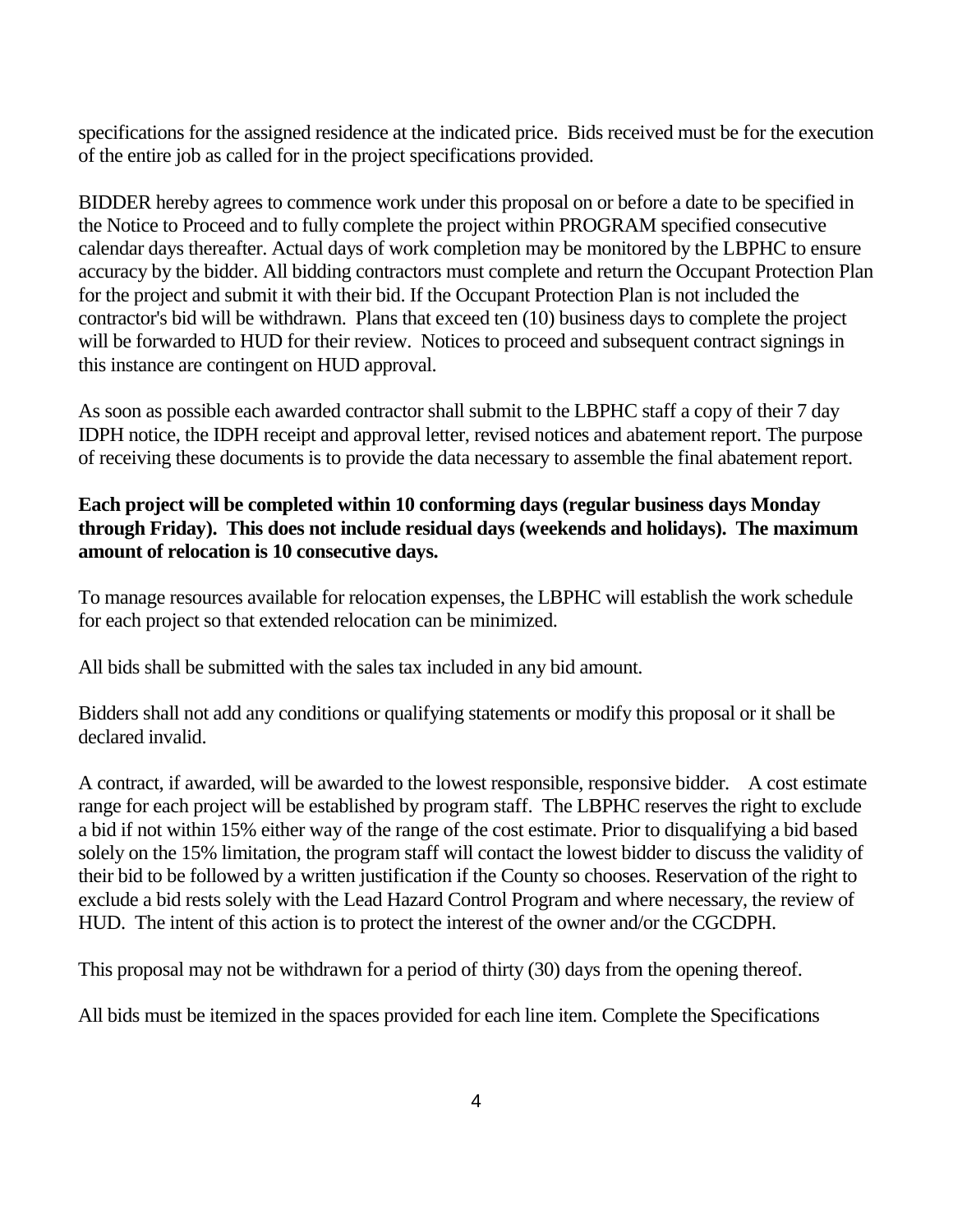specifications for the assigned residence at the indicated price. Bids received must be for the execution of the entire job as called for in the project specifications provided.

BIDDER hereby agrees to commence work under this proposal on or before a date to be specified in the Notice to Proceed and to fully complete the project within PROGRAM specified consecutive calendar days thereafter. Actual days of work completion may be monitored by the LBPHC to ensure accuracy by the bidder. All bidding contractors must complete and return the Occupant Protection Plan for the project and submit it with their bid. If the Occupant Protection Plan is not included the contractor's bid will be withdrawn. Plans that exceed ten (10) business days to complete the project will be forwarded to HUD for their review. Notices to proceed and subsequent contract signings in this instance are contingent on HUD approval.

As soon as possible each awarded contractor shall submit to the LBPHC staff a copy of their 7 day IDPH notice, the IDPH receipt and approval letter, revised notices and abatement report. The purpose of receiving these documents is to provide the data necessary to assemble the final abatement report.

**Each project will be completed within 10 conforming days (regular business days Monday through Friday). This does not include residual days (weekends and holidays). The maximum amount of relocation is 10 consecutive days.**

To manage resources available for relocation expenses, the LBPHC will establish the work schedule for each project so that extended relocation can be minimized.

All bids shall be submitted with the sales tax included in any bid amount.

Bidders shall not add any conditions or qualifying statements or modify this proposal or it shall be declared invalid.

A contract, if awarded, will be awarded to the lowest responsible, responsive bidder. A cost estimate range for each project will be established by program staff. The LBPHC reserves the right to exclude a bid if not within 15% either way of the range of the cost estimate. Prior to disqualifying a bid based solely on the 15% limitation, the program staff will contact the lowest bidder to discuss the validity of their bid to be followed by a written justification if the County so chooses. Reservation of the right to exclude a bid rests solely with the Lead Hazard Control Program and where necessary, the review of HUD. The intent of this action is to protect the interest of the owner and/or the CGCDPH.

This proposal may not be withdrawn for a period of thirty (30) days from the opening thereof.

All bids must be itemized in the spaces provided for each line item. Complete the Specifications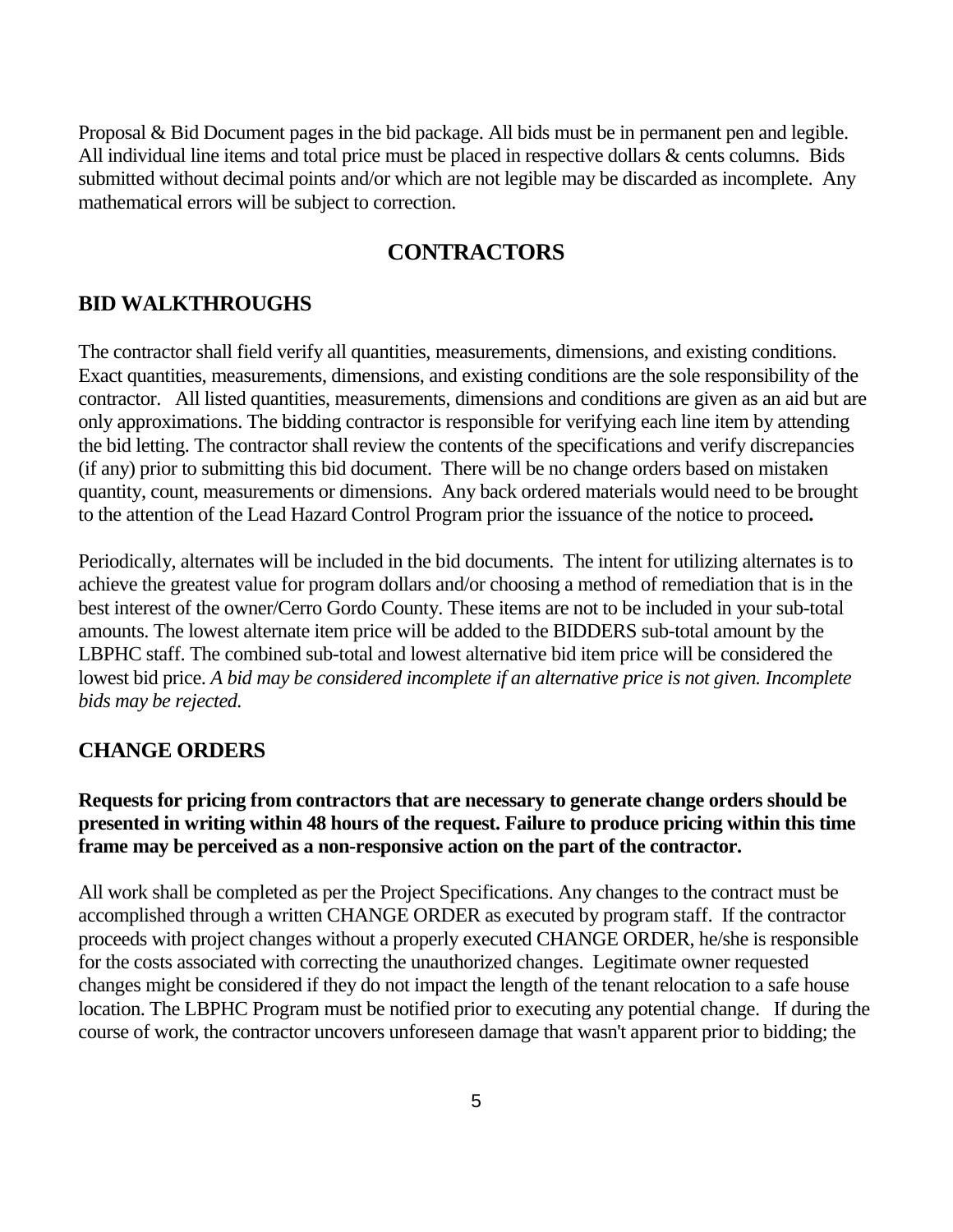Proposal & Bid Document pages in the bid package. All bids must be in permanent pen and legible. All individual line items and total price must be placed in respective dollars & cents columns. Bids submitted without decimal points and/or which are not legible may be discarded as incomplete. Any mathematical errors will be subject to correction.

## CONTRACTORS

### BID WALKTHROUGHS

The contractor shall field verify all quantities, measurements, dimensions, and existing conditions. Exact quantities, measurements, dimensions, and existing conditions are the sole responsibility of the contractor. All listed quantities, measurements, dimensions and conditions are given as an aid but are only approximations. The bidding contractor is responsible for verifying each line item by attending the bid letting. The contractor shall review the contents of the specifications and verify discrepancies (if any) prior to submitting this bid document. There will be no change orders based on mistaken quantity, count, measurements or dimensions. Any back ordered materials would need to be brought to the attention of the Lead Hazard Control Program prior the issuance of the notice to proceed**.**

Periodically, alternates will be included in the bid documents. The intent for utilizing alternates is to achieve the greatest value for program dollars and/or choosing a method of remediation that is in the best interest of the owner/Cerro Gordo County. These items are not to be included in your sub-total amounts. The lowest alternate item price will be added to the BIDDERS sub-total amount by the LBPHC staff. The combined sub-total and lowest alternative bid item price will be considered the lowest bid price. *A bid may be considered incomplete if an alternative price is not given. Incomplete bids may be rejected.*

### CHANGE ORDERS

**Requests for pricing from contractors that are necessary to generate change orders should be presented in writing within 48 hours of the request. Failure to produce pricing within this time frame may be perceived as a non-responsive action on the part of the contractor.**

All work shall be completed as per the Project Specifications. Any changes to the contract must be accomplished through a written CHANGE ORDER as executed by program staff. If the contractor proceeds with project changes without a properly executed CHANGE ORDER, he/she is responsible for the costs associated with correcting the unauthorized changes. Legitimate owner requested changes might be considered if they do not impact the length of the tenant relocation to a safe house location. The LBPHC Program must be notified prior to executing any potential change. If during the course of work, the contractor uncovers unforeseen damage that wasn't apparent prior to bidding; the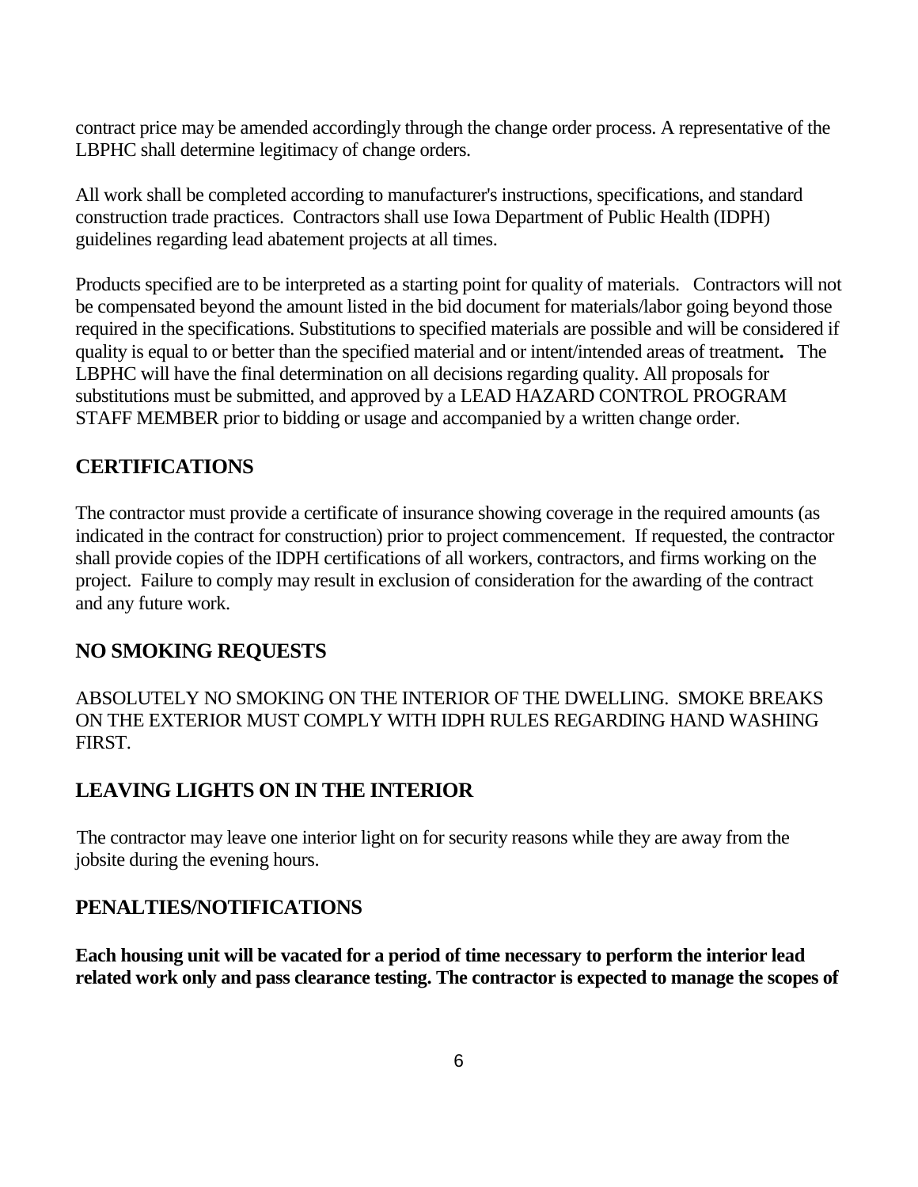contract price may be amended accordingly through the change order process. A representative of the LBPHC shall determine legitimacy of change orders.

All work shall be completed according to manufacturer's instructions, specifications, and standard construction trade practices. Contractors shall use Iowa Department of Public Health (IDPH) guidelines regarding lead abatement projects at all times.

Products specified are to be interpreted as a starting point for quality of materials. Contractors will not be compensated beyond the amount listed in the bid document for materials/labor going beyond those required in the specifications. Substitutions to specified materials are possible and will be considered if quality is equal to or better than the specified material and or intent/intended areas of treatment**.** The LBPHC will have the final determination on all decisions regarding quality. All proposals for substitutions must be submitted, and approved by a LEAD HAZARD CONTROL PROGRAM STAFF MEMBER prior to bidding or usage and accompanied by a written change order.

## CERTIFICATIONS

The contractor must provide a certificate of insurance showing coverage in the required amounts (as indicated in the contract for construction) prior to project commencement. If requested, the contractor shall provide copies of the IDPH certifications of all workers, contractors, and firms working on the project. Failure to comply may result in exclusion of consideration for the awarding of the contract and any future work.

## NO SMOKING REQUESTS

ABSOLUTELY NO SMOKING ON THE INTERIOR OF THE DWELLING. SMOKE BREAKS ON THE EXTERIOR MUST COMPLY WITH IDPH RULES REGARDING HAND WASHING FIRST.

## LEAVING LIGHTS ON IN THE INTERIOR

The contractor may leave one interior light on for security reasons while they are away from the jobsite during the evening hours.

## PENALTIES/NOTIFICATIONS

**Each housing unit will be vacated for a period of time necessary to perform the interior lead related work only and pass clearance testing. The contractor is expected to manage the scopes of**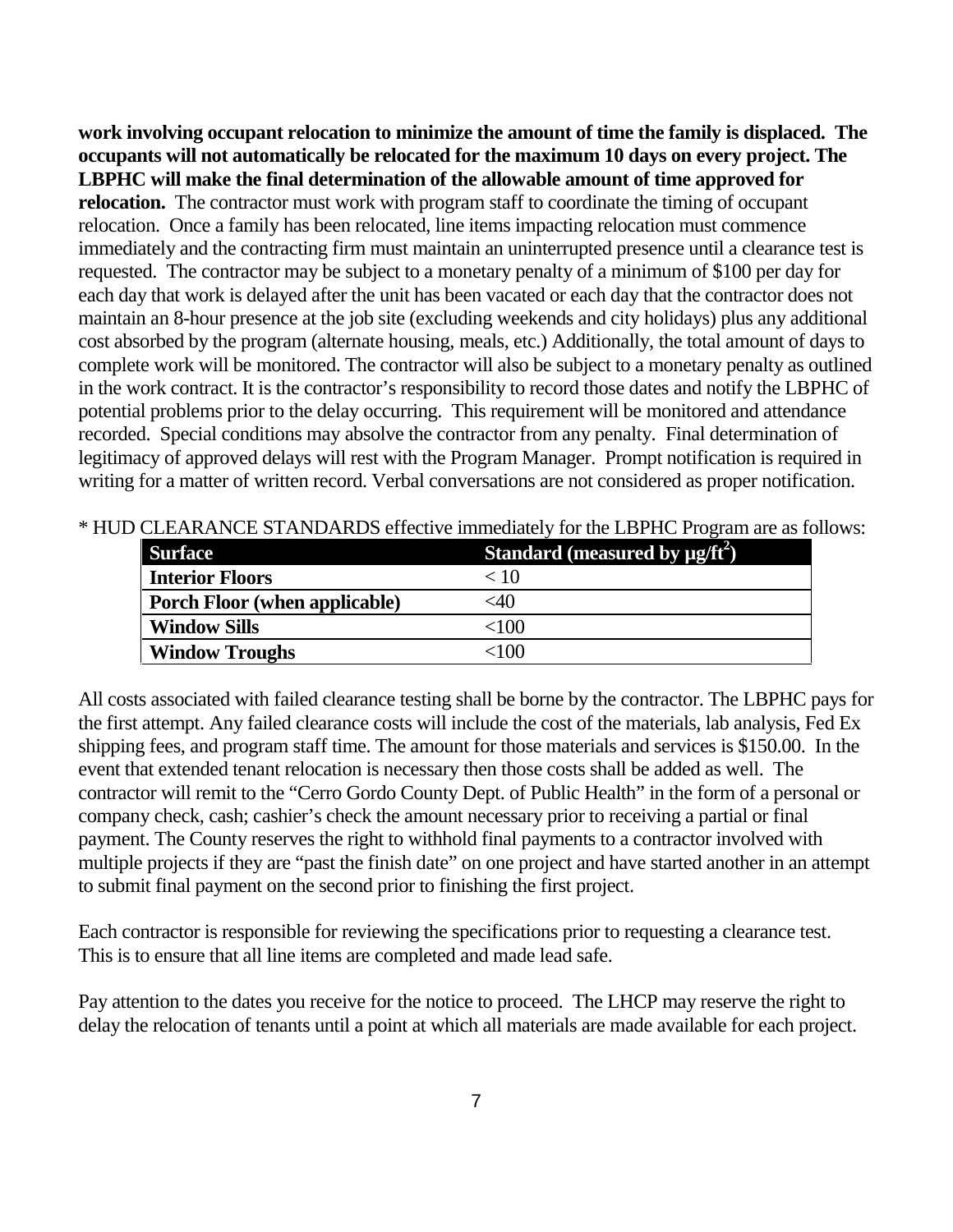**work involving occupant relocation to minimize the amount of time the family is displaced. The occupants will not automatically be relocated for the maximum 10 days on every project. The LBPHC will make the final determination of the allowable amount of time approved for relocation.** The contractor must work with program staff to coordinate the timing of occupant relocation. Once a family has been relocated, line items impacting relocation must commence immediately and the contracting firm must maintain an uninterrupted presence until a clearance test is requested. The contractor may be subject to a monetary penalty of a minimum of $100 per day for each day that work is delayed after the unit has been vacated or each day that the contractor does not maintain an 8-hour presence at the job site (excluding weekends and city holidays) plus any additional cost absorbed by the program (alternate housing, meals, etc.) Additionally, the total amount of days to complete work will be monitored. The contractor will also be subject to a monetary penalty as outlined in the work contract. It is the contractor's responsibility to record those dates and notify the LBPHC of potential problems prior to the delay occurring. This requirement will be monitored and attendance recorded. Special conditions may absolve the contractor from any penalty. Final determination of legitimacy of approved delays will rest with the Program Manager. Prompt notification is required in writing for a matter of written record. Verbal conversations are not considered as proper notification.

* HUD CLEARANCE STANDARDS effective immediately for the LBPHC Program are as follows:

| Surface | Standard (measured by $\mu g/ft^2$) |
|---|---|
| **Interior Floors** | < 10 |
| **Porch Floor (when applicable)** | <40 |
| **Window Sills** | <100 |
| **Window Troughs** | <100 |

All costs associated with failed clearance testing shall be borne by the contractor. The LBPHC pays for the first attempt. Any failed clearance costs will include the cost of the materials, lab analysis, Fed Ex shipping fees, and program staff time. The amount for those materials and services is $150.00. In the event that extended tenant relocation is necessary then those costs shall be added as well. The contractor will remit to the "Cerro Gordo County Dept. of Public Health" in the form of a personal or company check, cash; cashier's check the amount necessary prior to receiving a partial or final payment. The County reserves the right to withhold final payments to a contractor involved with multiple projects if they are "past the finish date" on one project and have started another in an attempt to submit final payment on the second prior to finishing the first project.

Each contractor is responsible for reviewing the specifications prior to requesting a clearance test. This is to ensure that all line items are completed and made lead safe.

Pay attention to the dates you receive for the notice to proceed. The LHCP may reserve the right to delay the relocation of tenants until a point at which all materials are made available for each project.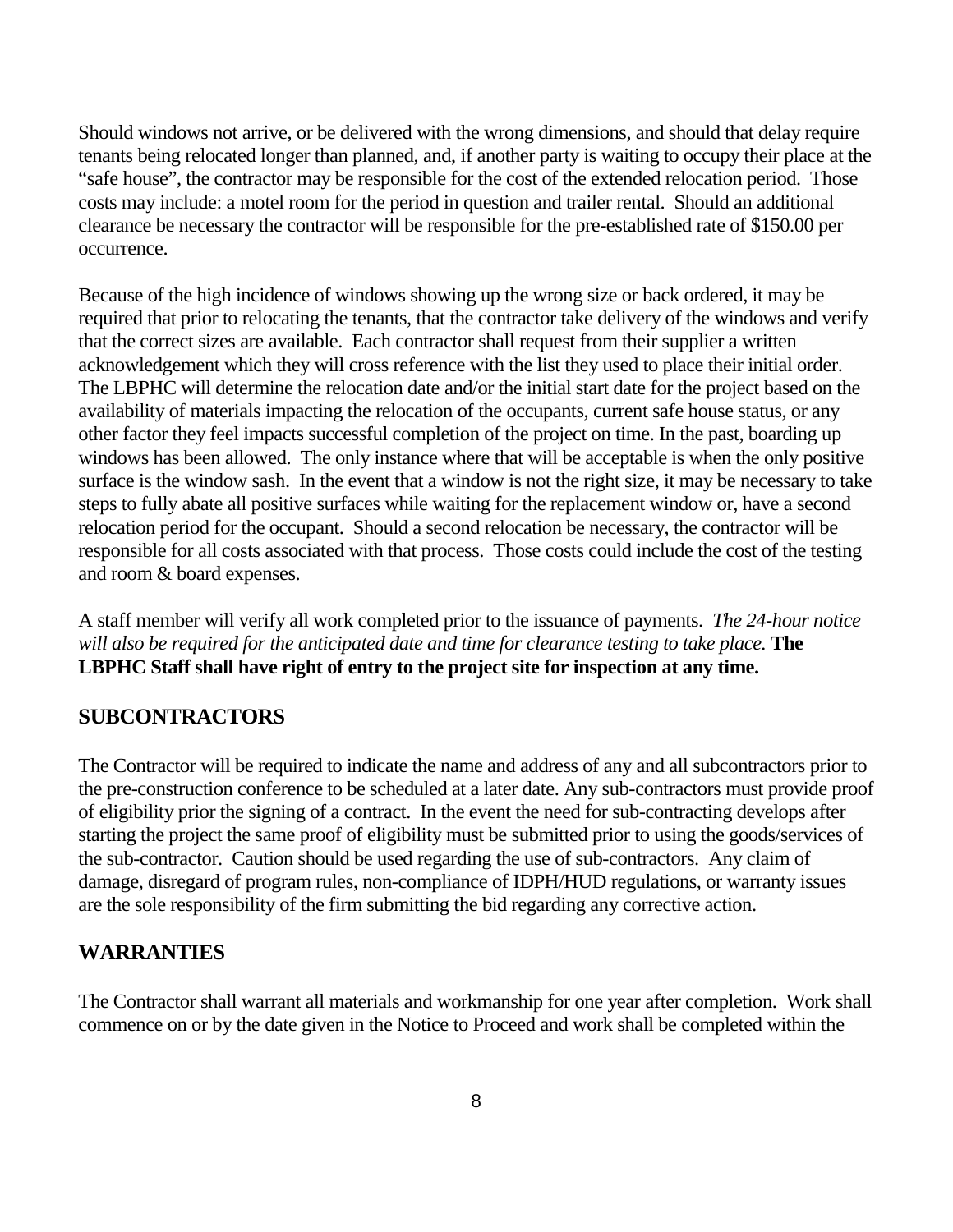Should windows not arrive, or be delivered with the wrong dimensions, and should that delay require tenants being relocated longer than planned, and, if another party is waiting to occupy their place at the "safe house", the contractor may be responsible for the cost of the extended relocation period. Those costs may include: a motel room for the period in question and trailer rental. Should an additional clearance be necessary the contractor will be responsible for the pre-established rate of $150.00 per occurrence.

Because of the high incidence of windows showing up the wrong size or back ordered, it may be required that prior to relocating the tenants, that the contractor take delivery of the windows and verify that the correct sizes are available. Each contractor shall request from their supplier a written acknowledgement which they will cross reference with the list they used to place their initial order. The LBPHC will determine the relocation date and/or the initial start date for the project based on the availability of materials impacting the relocation of the occupants, current safe house status, or any other factor they feel impacts successful completion of the project on time. In the past, boarding up windows has been allowed. The only instance where that will be acceptable is when the only positive surface is the window sash. In the event that a window is not the right size, it may be necessary to take steps to fully abate all positive surfaces while waiting for the replacement window or, have a second relocation period for the occupant. Should a second relocation be necessary, the contractor will be responsible for all costs associated with that process. Those costs could include the cost of the testing and room & board expenses.

A staff member will verify all work completed prior to the issuance of payments. *The 24-hour notice will also be required for the anticipated date and time for clearance testing to take place.* **The LBPHC Staff shall have right of entry to the project site for inspection at any time.**

## SUBCONTRACTORS

The Contractor will be required to indicate the name and address of any and all subcontractors prior to the pre-construction conference to be scheduled at a later date. Any sub-contractors must provide proof of eligibility prior the signing of a contract. In the event the need for sub-contracting develops after starting the project the same proof of eligibility must be submitted prior to using the goods/services of the sub-contractor. Caution should be used regarding the use of sub-contractors. Any claim of damage, disregard of program rules, non-compliance of IDPH/HUD regulations, or warranty issues are the sole responsibility of the firm submitting the bid regarding any corrective action.

## WARRANTIES

The Contractor shall warrant all materials and workmanship for one year after completion. Work shall commence on or by the date given in the Notice to Proceed and work shall be completed within the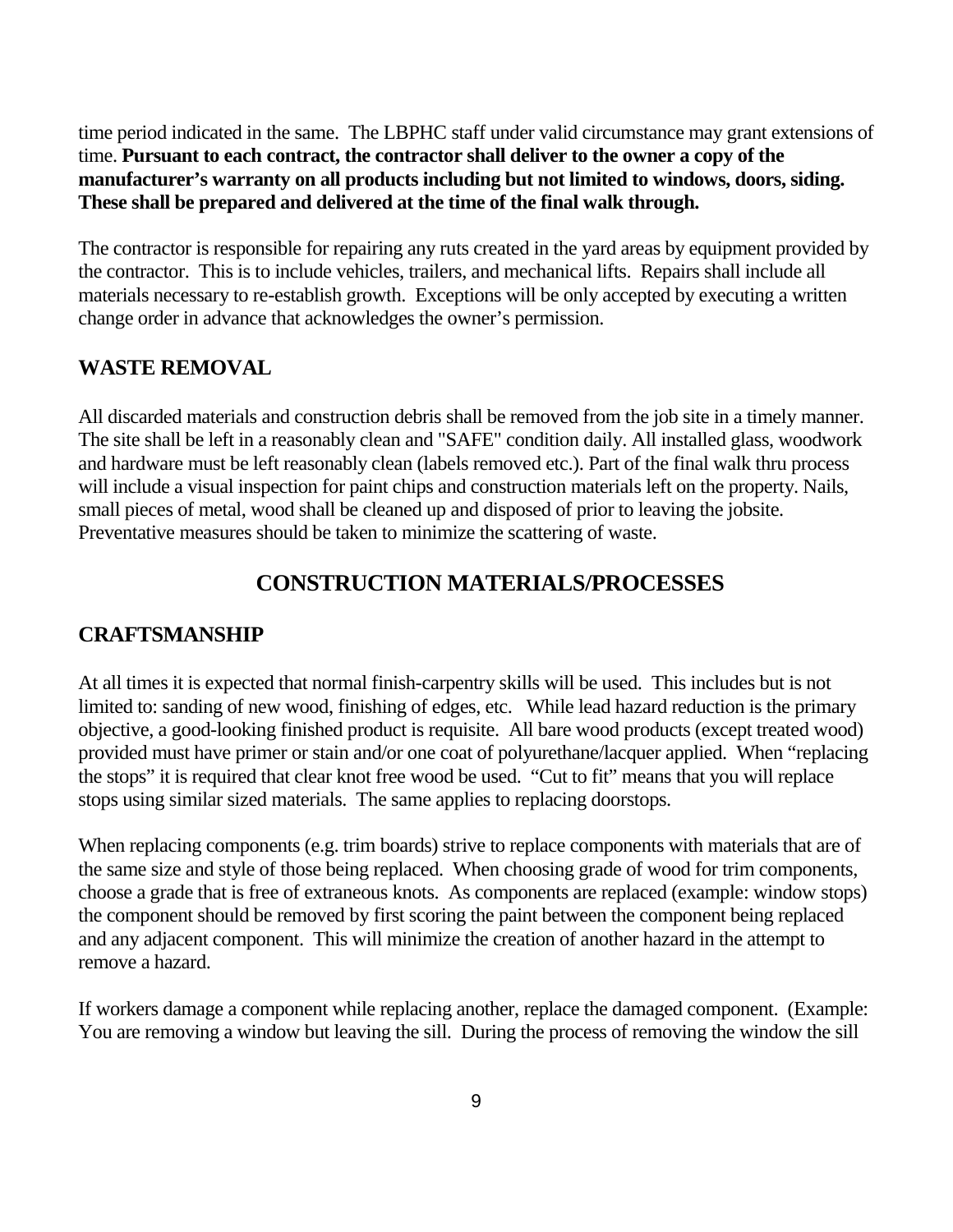time period indicated in the same. The LBPHC staff under valid circumstance may grant extensions of time. **Pursuant to each contract, the contractor shall deliver to the owner a copy of the manufacturer's warranty on all products including but not limited to windows, doors, siding. These shall be prepared and delivered at the time of the final walk through.**

The contractor is responsible for repairing any ruts created in the yard areas by equipment provided by the contractor. This is to include vehicles, trailers, and mechanical lifts. Repairs shall include all materials necessary to re-establish growth. Exceptions will be only accepted by executing a written change order in advance that acknowledges the owner's permission.

## WASTE REMOVAL

All discarded materials and construction debris shall be removed from the job site in a timely manner. The site shall be left in a reasonably clean and "SAFE" condition daily. All installed glass, woodwork and hardware must be left reasonably clean (labels removed etc.). Part of the final walk thru process will include a visual inspection for paint chips and construction materials left on the property. Nails, small pieces of metal, wood shall be cleaned up and disposed of prior to leaving the jobsite. Preventative measures should be taken to minimize the scattering of waste.

# CONSTRUCTION MATERIALS/PROCESSES

## CRAFTSMANSHIP

At all times it is expected that normal finish-carpentry skills will be used. This includes but is not limited to: sanding of new wood, finishing of edges, etc. While lead hazard reduction is the primary objective, a good-looking finished product is requisite. All bare wood products (except treated wood) provided must have primer or stain and/or one coat of polyurethane/lacquer applied. When "replacing the stops" it is required that clear knot free wood be used. "Cut to fit" means that you will replace stops using similar sized materials. The same applies to replacing doorstops.

When replacing components (e.g. trim boards) strive to replace components with materials that are of the same size and style of those being replaced. When choosing grade of wood for trim components, choose a grade that is free of extraneous knots. As components are replaced (example: window stops) the component should be removed by first scoring the paint between the component being replaced and any adjacent component. This will minimize the creation of another hazard in the attempt to remove a hazard.

If workers damage a component while replacing another, replace the damaged component. (Example: You are removing a window but leaving the sill. During the process of removing the window the sill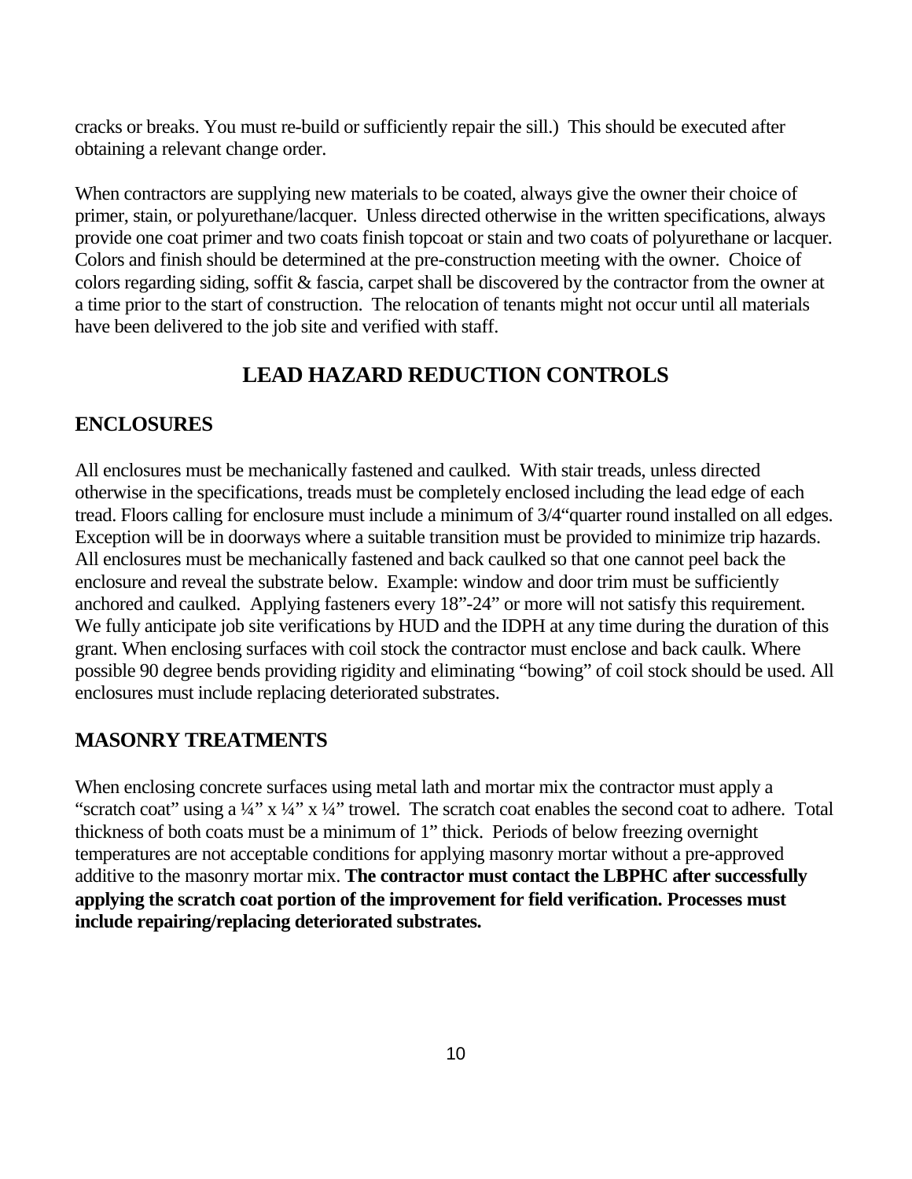cracks or breaks. You must re-build or sufficiently repair the sill.) This should be executed after obtaining a relevant change order.

When contractors are supplying new materials to be coated, always give the owner their choice of primer, stain, or polyurethane/lacquer. Unless directed otherwise in the written specifications, always provide one coat primer and two coats finish topcoat or stain and two coats of polyurethane or lacquer. Colors and finish should be determined at the pre-construction meeting with the owner. Choice of colors regarding siding, soffit & fascia, carpet shall be discovered by the contractor from the owner at a time prior to the start of construction. The relocation of tenants might not occur until all materials have been delivered to the job site and verified with staff.

# LEAD HAZARD REDUCTION CONTROLS

## ENCLOSURES

All enclosures must be mechanically fastened and caulked. With stair treads, unless directed otherwise in the specifications, treads must be completely enclosed including the lead edge of each tread. Floors calling for enclosure must include a minimum of 3/4"quarter round installed on all edges. Exception will be in doorways where a suitable transition must be provided to minimize trip hazards. All enclosures must be mechanically fastened and back caulked so that one cannot peel back the enclosure and reveal the substrate below. Example: window and door trim must be sufficiently anchored and caulked. Applying fasteners every 18"-24" or more will not satisfy this requirement. We fully anticipate job site verifications by HUD and the IDPH at any time during the duration of this grant. When enclosing surfaces with coil stock the contractor must enclose and back caulk. Where possible 90 degree bends providing rigidity and eliminating "bowing" of coil stock should be used. All enclosures must include replacing deteriorated substrates.

## MASONRY TREATMENTS

When enclosing concrete surfaces using metal lath and mortar mix the contractor must apply a "scratch coat" using a ¼" x ¼" x ¼" trowel. The scratch coat enables the second coat to adhere. Total thickness of both coats must be a minimum of 1" thick. Periods of below freezing overnight temperatures are not acceptable conditions for applying masonry mortar without a pre-approved additive to the masonry mortar mix. **The contractor must contact the LBPHC after successfully applying the scratch coat portion of the improvement for field verification. Processes must include repairing/replacing deteriorated substrates.**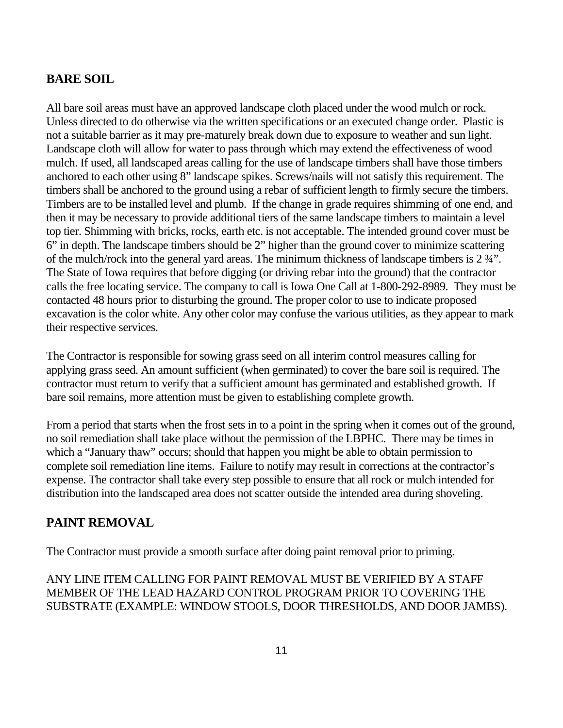## BARE SOIL

All bare soil areas must have an approved landscape cloth placed under the wood mulch or rock. Unless directed to do otherwise via the written specifications or an executed change order. Plastic is not a suitable barrier as it may pre-maturely break down due to exposure to weather and sun light. Landscape cloth will allow for water to pass through which may extend the effectiveness of wood mulch. If used, all landscaped areas calling for the use of landscape timbers shall have those timbers anchored to each other using 8" landscape spikes. Screws/nails will not satisfy this requirement. The timbers shall be anchored to the ground using a rebar of sufficient length to firmly secure the timbers. Timbers are to be installed level and plumb. If the change in grade requires shimming of one end, and then it may be necessary to provide additional tiers of the same landscape timbers to maintain a level top tier. Shimming with bricks, rocks, earth etc. is not acceptable. The intended ground cover must be 6" in depth. The landscape timbers should be 2" higher than the ground cover to minimize scattering of the mulch/rock into the general yard areas. The minimum thickness of landscape timbers is 2 ¾". The State of Iowa requires that before digging (or driving rebar into the ground) that the contractor calls the free locating service. The company to call is Iowa One Call at 1-800-292-8989. They must be contacted 48 hours prior to disturbing the ground. The proper color to use to indicate proposed excavation is the color white. Any other color may confuse the various utilities, as they appear to mark their respective services.

The Contractor is responsible for sowing grass seed on all interim control measures calling for applying grass seed. An amount sufficient (when germinated) to cover the bare soil is required. The contractor must return to verify that a sufficient amount has germinated and established growth. If bare soil remains, more attention must be given to establishing complete growth.

From a period that starts when the frost sets in to a point in the spring when it comes out of the ground, no soil remediation shall take place without the permission of the LBPHC. There may be times in which a "January thaw" occurs; should that happen you might be able to obtain permission to complete soil remediation line items. Failure to notify may result in corrections at the contractor's expense. The contractor shall take every step possible to ensure that all rock or mulch intended for distribution into the landscaped area does not scatter outside the intended area during shoveling.

## PAINT REMOVAL

The Contractor must provide a smooth surface after doing paint removal prior to priming.

ANY LINE ITEM CALLING FOR PAINT REMOVAL MUST BE VERIFIED BY A STAFF MEMBER OF THE LEAD HAZARD CONTROL PROGRAM PRIOR TO COVERING THE SUBSTRATE (EXAMPLE: WINDOW STOOLS, DOOR THRESHOLDS, AND DOOR JAMBS).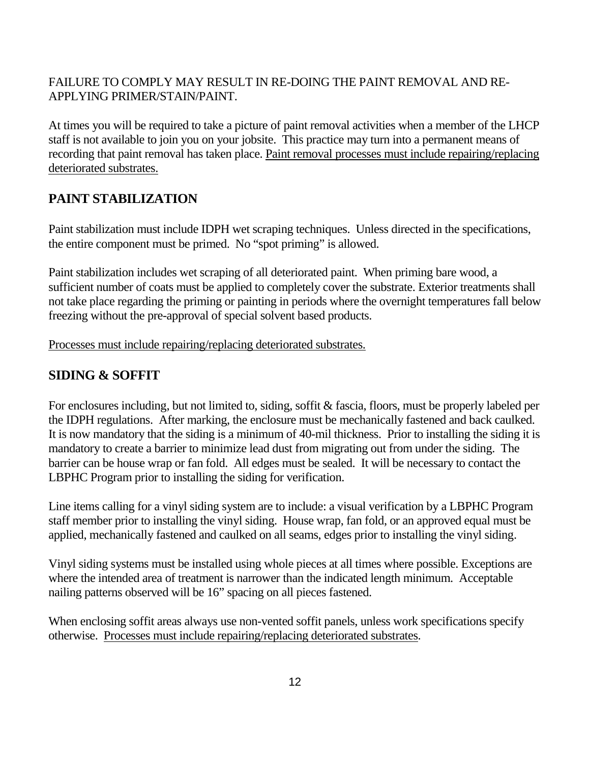FAILURE TO COMPLY MAY RESULT IN RE-DOING THE PAINT REMOVAL AND RE-APPLYING PRIMER/STAIN/PAINT.

At times you will be required to take a picture of paint removal activities when a member of the LHCP staff is not available to join you on your jobsite. This practice may turn into a permanent means of recording that paint removal has taken place. <u>Paint removal processes must include repairing/replacing deteriorated substrates.</u>

## PAINT STABILIZATION

Paint stabilization must include IDPH wet scraping techniques. Unless directed in the specifications, the entire component must be primed. No "spot priming" is allowed.

Paint stabilization includes wet scraping of all deteriorated paint. When priming bare wood, a sufficient number of coats must be applied to completely cover the substrate. Exterior treatments shall not take place regarding the priming or painting in periods where the overnight temperatures fall below freezing without the pre-approval of special solvent based products.

<u>Processes must include repairing/replacing deteriorated substrates.</u>

## SIDING & SOFFIT

For enclosures including, but not limited to, siding, soffit & fascia, floors, must be properly labeled per the IDPH regulations. After marking, the enclosure must be mechanically fastened and back caulked. It is now mandatory that the siding is a minimum of 40-mil thickness. Prior to installing the siding it is mandatory to create a barrier to minimize lead dust from migrating out from under the siding. The barrier can be house wrap or fan fold. All edges must be sealed. It will be necessary to contact the LBPHC Program prior to installing the siding for verification.

Line items calling for a vinyl siding system are to include: a visual verification by a LBPHC Program staff member prior to installing the vinyl siding. House wrap, fan fold, or an approved equal must be applied, mechanically fastened and caulked on all seams, edges prior to installing the vinyl siding.

Vinyl siding systems must be installed using whole pieces at all times where possible. Exceptions are where the intended area of treatment is narrower than the indicated length minimum. Acceptable nailing patterns observed will be 16" spacing on all pieces fastened.

When enclosing soffit areas always use non-vented soffit panels, unless work specifications specify otherwise. <u>Processes must include repairing/replacing deteriorated substrates</u>.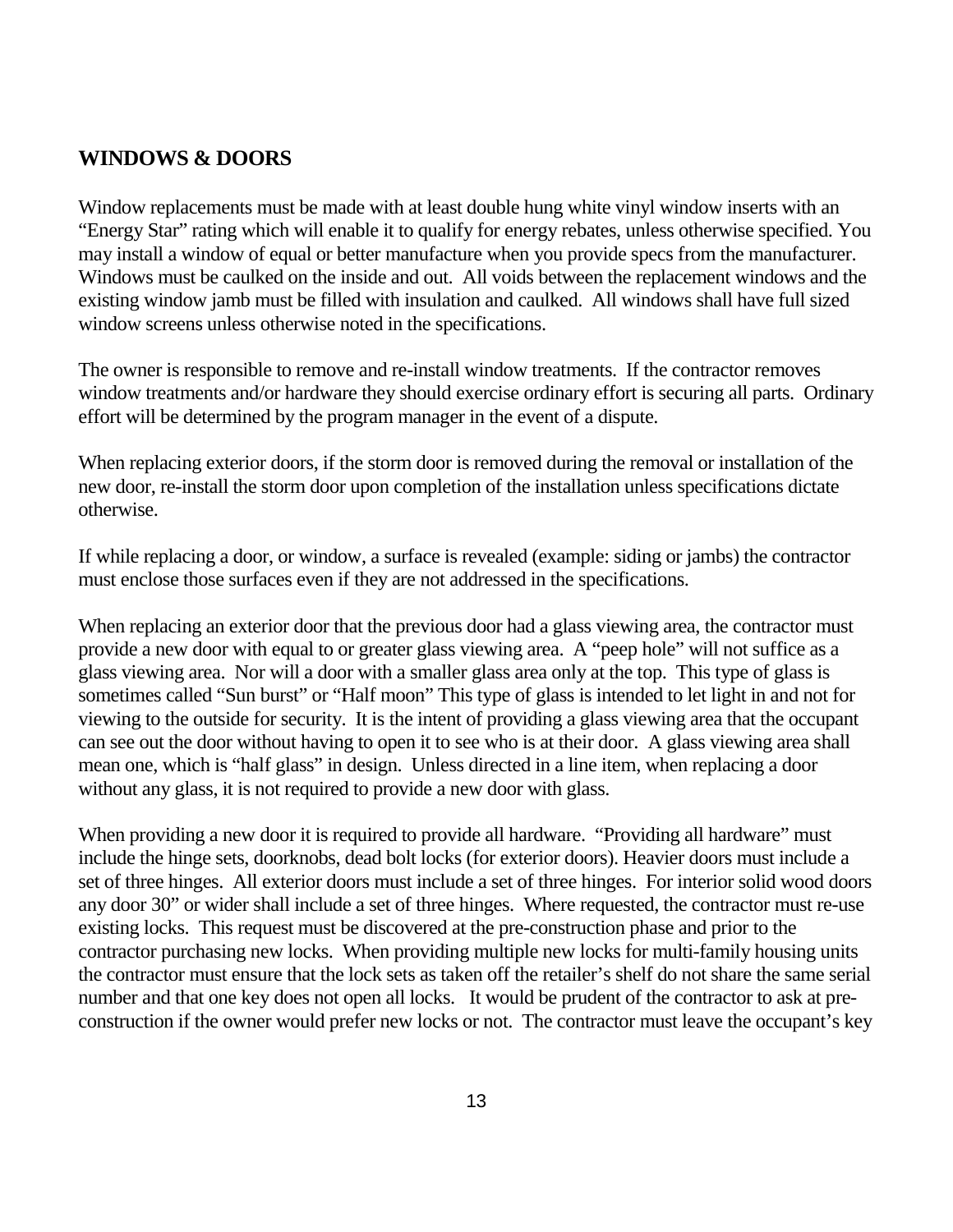## WINDOWS & DOORS

Window replacements must be made with at least double hung white vinyl window inserts with an "Energy Star" rating which will enable it to qualify for energy rebates, unless otherwise specified. You may install a window of equal or better manufacture when you provide specs from the manufacturer. Windows must be caulked on the inside and out. All voids between the replacement windows and the existing window jamb must be filled with insulation and caulked. All windows shall have full sized window screens unless otherwise noted in the specifications.

The owner is responsible to remove and re-install window treatments. If the contractor removes window treatments and/or hardware they should exercise ordinary effort is securing all parts. Ordinary effort will be determined by the program manager in the event of a dispute.

When replacing exterior doors, if the storm door is removed during the removal or installation of the new door, re-install the storm door upon completion of the installation unless specifications dictate otherwise.

If while replacing a door, or window, a surface is revealed (example: siding or jambs) the contractor must enclose those surfaces even if they are not addressed in the specifications.

When replacing an exterior door that the previous door had a glass viewing area, the contractor must provide a new door with equal to or greater glass viewing area. A "peep hole" will not suffice as a glass viewing area. Nor will a door with a smaller glass area only at the top. This type of glass is sometimes called "Sun burst" or "Half moon" This type of glass is intended to let light in and not for viewing to the outside for security. It is the intent of providing a glass viewing area that the occupant can see out the door without having to open it to see who is at their door. A glass viewing area shall mean one, which is "half glass" in design. Unless directed in a line item, when replacing a door without any glass, it is not required to provide a new door with glass.

When providing a new door it is required to provide all hardware. "Providing all hardware" must include the hinge sets, doorknobs, dead bolt locks (for exterior doors). Heavier doors must include a set of three hinges. All exterior doors must include a set of three hinges. For interior solid wood doors any door 30" or wider shall include a set of three hinges. Where requested, the contractor must re-use existing locks. This request must be discovered at the pre-construction phase and prior to the contractor purchasing new locks. When providing multiple new locks for multi-family housing units the contractor must ensure that the lock sets as taken off the retailer's shelf do not share the same serial number and that one key does not open all locks. It would be prudent of the contractor to ask at pre-construction if the owner would prefer new locks or not. The contractor must leave the occupant's key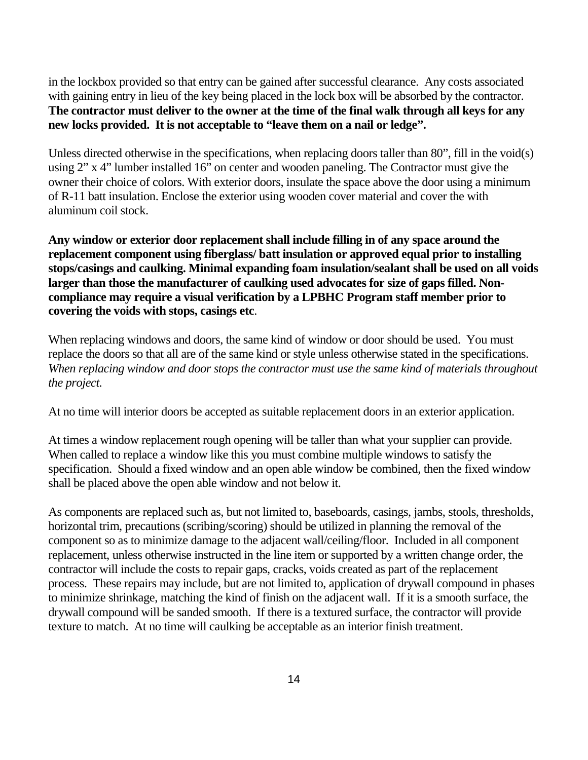in the lockbox provided so that entry can be gained after successful clearance. Any costs associated with gaining entry in lieu of the key being placed in the lock box will be absorbed by the contractor. **The contractor must deliver to the owner at the time of the final walk through all keys for any new locks provided. It is not acceptable to "leave them on a nail or ledge".**

Unless directed otherwise in the specifications, when replacing doors taller than 80", fill in the void(s) using 2" x 4" lumber installed 16" on center and wooden paneling. The Contractor must give the owner their choice of colors. With exterior doors, insulate the space above the door using a minimum of R-11 batt insulation. Enclose the exterior using wooden cover material and cover the with aluminum coil stock.

**Any window or exterior door replacement shall include filling in of any space around the replacement component using fiberglass/ batt insulation or approved equal prior to installing stops/casings and caulking. Minimal expanding foam insulation/sealant shall be used on all voids larger than those the manufacturer of caulking used advocates for size of gaps filled. Non-compliance may require a visual verification by a LPBHC Program staff member prior to covering the voids with stops, casings etc**.

When replacing windows and doors, the same kind of window or door should be used. You must replace the doors so that all are of the same kind or style unless otherwise stated in the specifications. *When replacing window and door stops the contractor must use the same kind of materials throughout the project.*

At no time will interior doors be accepted as suitable replacement doors in an exterior application.

At times a window replacement rough opening will be taller than what your supplier can provide. When called to replace a window like this you must combine multiple windows to satisfy the specification. Should a fixed window and an open able window be combined, then the fixed window shall be placed above the open able window and not below it.

As components are replaced such as, but not limited to, baseboards, casings, jambs, stools, thresholds, horizontal trim, precautions (scribing/scoring) should be utilized in planning the removal of the component so as to minimize damage to the adjacent wall/ceiling/floor. Included in all component replacement, unless otherwise instructed in the line item or supported by a written change order, the contractor will include the costs to repair gaps, cracks, voids created as part of the replacement process. These repairs may include, but are not limited to, application of drywall compound in phases to minimize shrinkage, matching the kind of finish on the adjacent wall. If it is a smooth surface, the drywall compound will be sanded smooth. If there is a textured surface, the contractor will provide texture to match. At no time will caulking be acceptable as an interior finish treatment.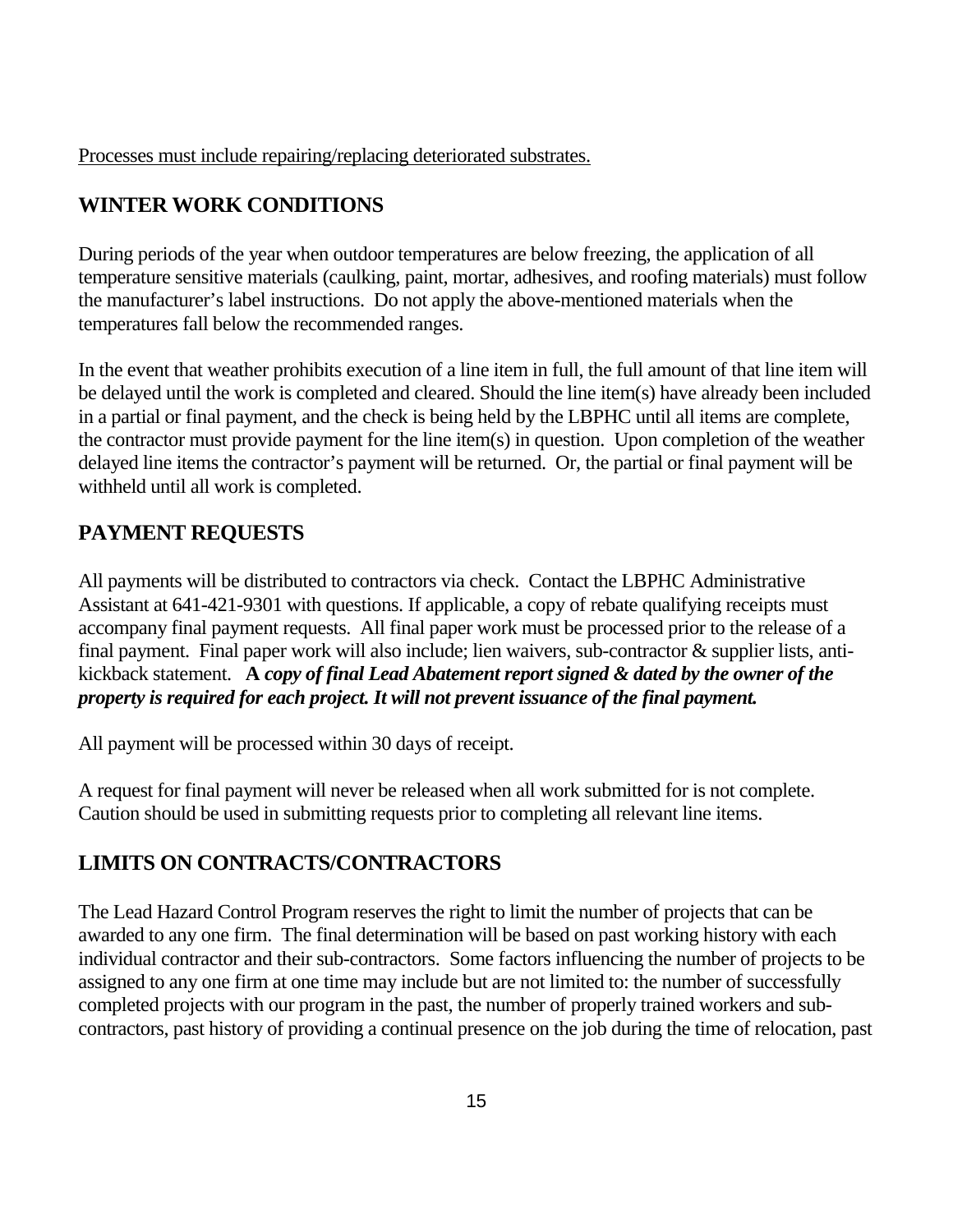<u>Processes must include repairing/replacing deteriorated substrates.</u>

## WINTER WORK CONDITIONS

During periods of the year when outdoor temperatures are below freezing, the application of all temperature sensitive materials (caulking, paint, mortar, adhesives, and roofing materials) must follow the manufacturer's label instructions. Do not apply the above-mentioned materials when the temperatures fall below the recommended ranges.

In the event that weather prohibits execution of a line item in full, the full amount of that line item will be delayed until the work is completed and cleared. Should the line item(s) have already been included in a partial or final payment, and the check is being held by the LBPHC until all items are complete, the contractor must provide payment for the line item(s) in question. Upon completion of the weather delayed line items the contractor's payment will be returned. Or, the partial or final payment will be withheld until all work is completed.

## PAYMENT REQUESTS

All payments will be distributed to contractors via check. Contact the LBPHC Administrative Assistant at 641-421-9301 with questions. If applicable, a copy of rebate qualifying receipts must accompany final payment requests. All final paper work must be processed prior to the release of a final payment. Final paper work will also include; lien waivers, sub-contractor & supplier lists, anti-kickback statement. **A *copy of final Lead Abatement report signed & dated by the owner of the property is required for each project. It will not prevent issuance of the final payment.***

All payment will be processed within 30 days of receipt.

A request for final payment will never be released when all work submitted for is not complete. Caution should be used in submitting requests prior to completing all relevant line items.

## LIMITS ON CONTRACTS/CONTRACTORS

The Lead Hazard Control Program reserves the right to limit the number of projects that can be awarded to any one firm. The final determination will be based on past working history with each individual contractor and their sub-contractors. Some factors influencing the number of projects to be assigned to any one firm at one time may include but are not limited to: the number of successfully completed projects with our program in the past, the number of properly trained workers and sub-contractors, past history of providing a continual presence on the job during the time of relocation, past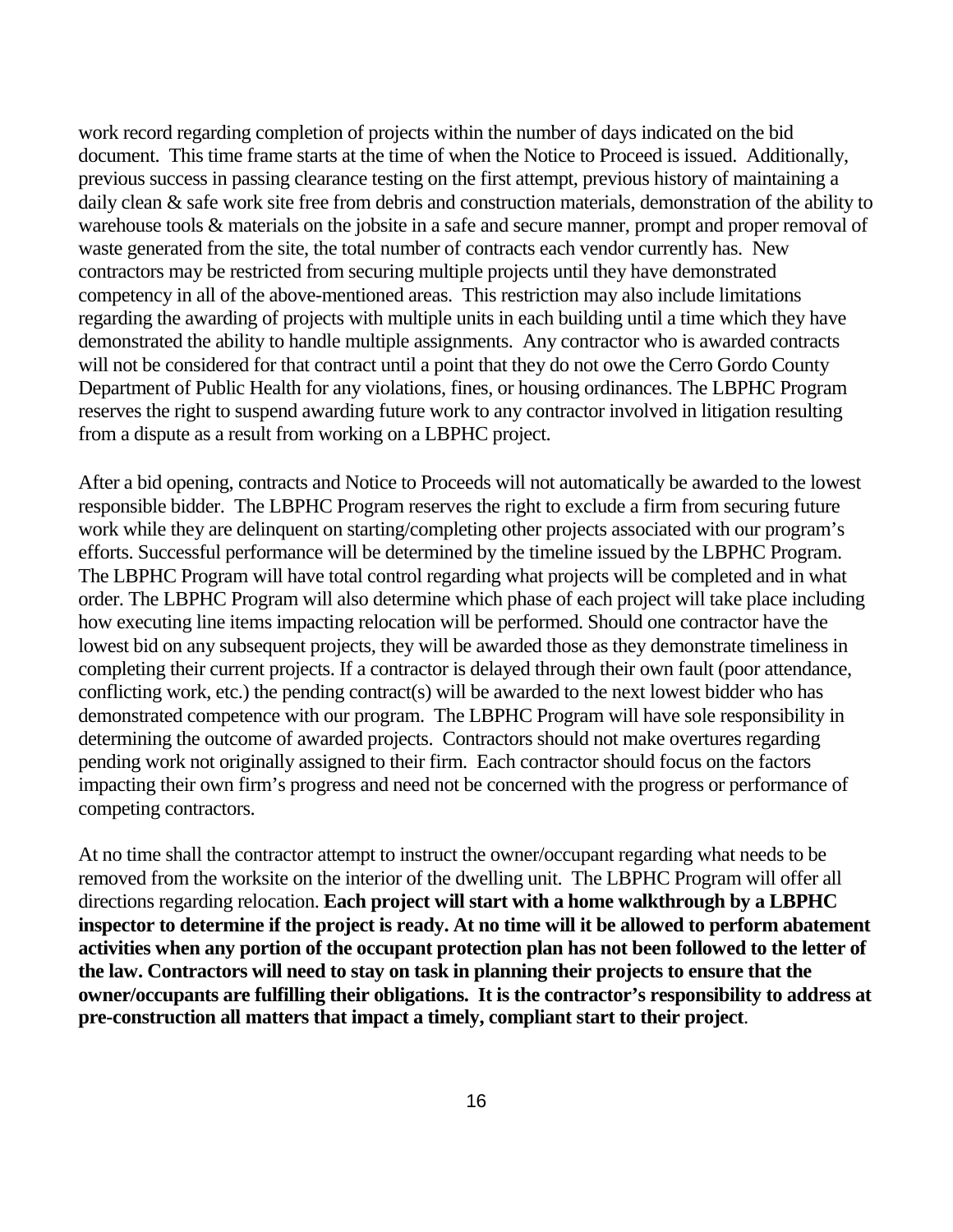work record regarding completion of projects within the number of days indicated on the bid document. This time frame starts at the time of when the Notice to Proceed is issued. Additionally, previous success in passing clearance testing on the first attempt, previous history of maintaining a daily clean & safe work site free from debris and construction materials, demonstration of the ability to warehouse tools & materials on the jobsite in a safe and secure manner, prompt and proper removal of waste generated from the site, the total number of contracts each vendor currently has. New contractors may be restricted from securing multiple projects until they have demonstrated competency in all of the above-mentioned areas. This restriction may also include limitations regarding the awarding of projects with multiple units in each building until a time which they have demonstrated the ability to handle multiple assignments. Any contractor who is awarded contracts will not be considered for that contract until a point that they do not owe the Cerro Gordo County Department of Public Health for any violations, fines, or housing ordinances. The LBPHC Program reserves the right to suspend awarding future work to any contractor involved in litigation resulting from a dispute as a result from working on a LBPHC project.

After a bid opening, contracts and Notice to Proceeds will not automatically be awarded to the lowest responsible bidder. The LBPHC Program reserves the right to exclude a firm from securing future work while they are delinquent on starting/completing other projects associated with our program's efforts. Successful performance will be determined by the timeline issued by the LBPHC Program. The LBPHC Program will have total control regarding what projects will be completed and in what order. The LBPHC Program will also determine which phase of each project will take place including how executing line items impacting relocation will be performed. Should one contractor have the lowest bid on any subsequent projects, they will be awarded those as they demonstrate timeliness in completing their current projects. If a contractor is delayed through their own fault (poor attendance, conflicting work, etc.) the pending contract(s) will be awarded to the next lowest bidder who has demonstrated competence with our program. The LBPHC Program will have sole responsibility in determining the outcome of awarded projects. Contractors should not make overtures regarding pending work not originally assigned to their firm. Each contractor should focus on the factors impacting their own firm's progress and need not be concerned with the progress or performance of competing contractors.

At no time shall the contractor attempt to instruct the owner/occupant regarding what needs to be removed from the worksite on the interior of the dwelling unit. The LBPHC Program will offer all directions regarding relocation. **Each project will start with a home walkthrough by a LBPHC inspector to determine if the project is ready. At no time will it be allowed to perform abatement activities when any portion of the occupant protection plan has not been followed to the letter of the law. Contractors will need to stay on task in planning their projects to ensure that the owner/occupants are fulfilling their obligations. It is the contractor's responsibility to address at pre-construction all matters that impact a timely, compliant start to their project**.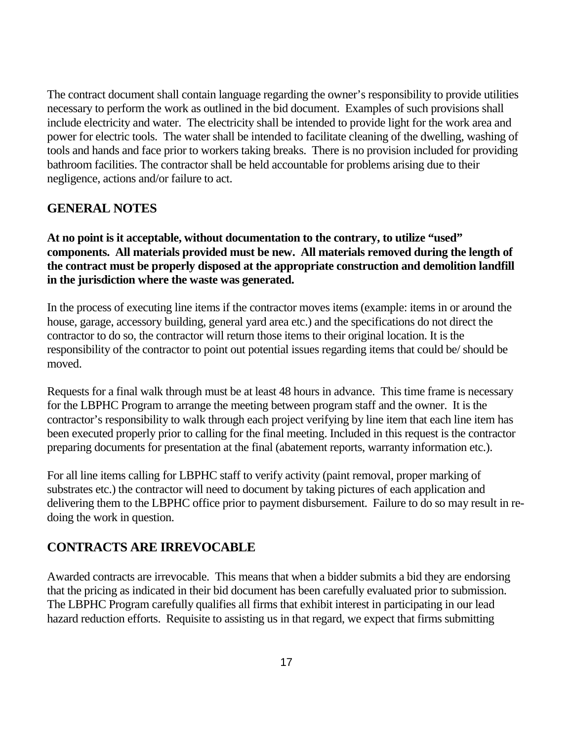The contract document shall contain language regarding the owner's responsibility to provide utilities necessary to perform the work as outlined in the bid document. Examples of such provisions shall include electricity and water. The electricity shall be intended to provide light for the work area and power for electric tools. The water shall be intended to facilitate cleaning of the dwelling, washing of tools and hands and face prior to workers taking breaks. There is no provision included for providing bathroom facilities. The contractor shall be held accountable for problems arising due to their negligence, actions and/or failure to act.

## GENERAL NOTES

**At no point is it acceptable, without documentation to the contrary, to utilize "used" components. All materials provided must be new. All materials removed during the length of the contract must be properly disposed at the appropriate construction and demolition landfill in the jurisdiction where the waste was generated.**

In the process of executing line items if the contractor moves items (example: items in or around the house, garage, accessory building, general yard area etc.) and the specifications do not direct the contractor to do so, the contractor will return those items to their original location. It is the responsibility of the contractor to point out potential issues regarding items that could be/ should be moved.

Requests for a final walk through must be at least 48 hours in advance. This time frame is necessary for the LBPHC Program to arrange the meeting between program staff and the owner. It is the contractor's responsibility to walk through each project verifying by line item that each line item has been executed properly prior to calling for the final meeting. Included in this request is the contractor preparing documents for presentation at the final (abatement reports, warranty information etc.).

For all line items calling for LBPHC staff to verify activity (paint removal, proper marking of substrates etc.) the contractor will need to document by taking pictures of each application and delivering them to the LBPHC office prior to payment disbursement. Failure to do so may result in re-doing the work in question.

## CONTRACTS ARE IRREVOCABLE

Awarded contracts are irrevocable. This means that when a bidder submits a bid they are endorsing that the pricing as indicated in their bid document has been carefully evaluated prior to submission. The LBPHC Program carefully qualifies all firms that exhibit interest in participating in our lead hazard reduction efforts. Requisite to assisting us in that regard, we expect that firms submitting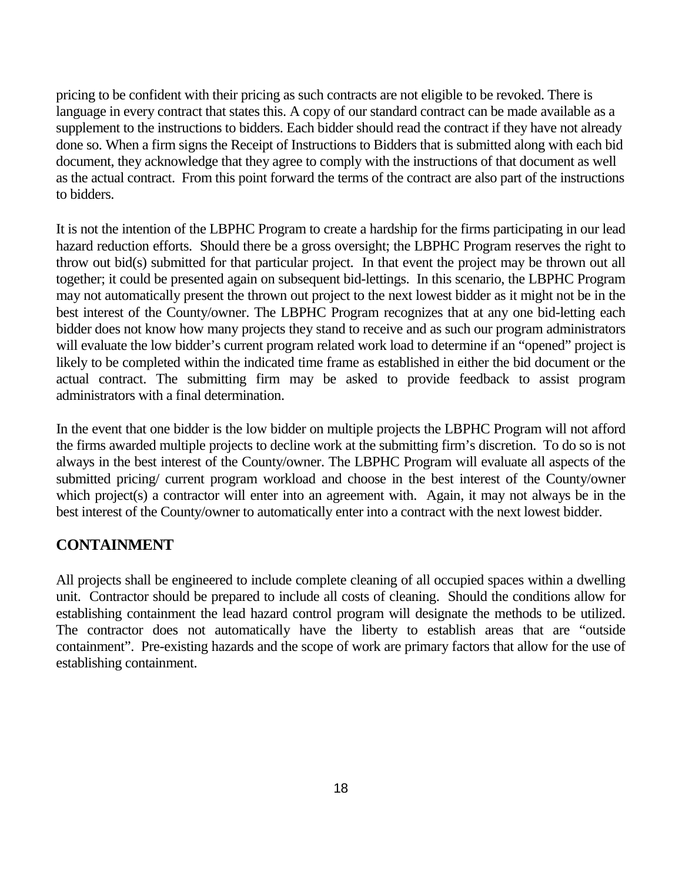pricing to be confident with their pricing as such contracts are not eligible to be revoked. There is language in every contract that states this. A copy of our standard contract can be made available as a supplement to the instructions to bidders. Each bidder should read the contract if they have not already done so. When a firm signs the Receipt of Instructions to Bidders that is submitted along with each bid document, they acknowledge that they agree to comply with the instructions of that document as well as the actual contract. From this point forward the terms of the contract are also part of the instructions to bidders.

It is not the intention of the LBPHC Program to create a hardship for the firms participating in our lead hazard reduction efforts. Should there be a gross oversight; the LBPHC Program reserves the right to throw out bid(s) submitted for that particular project. In that event the project may be thrown out all together; it could be presented again on subsequent bid-lettings. In this scenario, the LBPHC Program may not automatically present the thrown out project to the next lowest bidder as it might not be in the best interest of the County/owner. The LBPHC Program recognizes that at any one bid-letting each bidder does not know how many projects they stand to receive and as such our program administrators will evaluate the low bidder's current program related work load to determine if an "opened" project is likely to be completed within the indicated time frame as established in either the bid document or the actual contract. The submitting firm may be asked to provide feedback to assist program administrators with a final determination.

In the event that one bidder is the low bidder on multiple projects the LBPHC Program will not afford the firms awarded multiple projects to decline work at the submitting firm's discretion. To do so is not always in the best interest of the County/owner. The LBPHC Program will evaluate all aspects of the submitted pricing/ current program workload and choose in the best interest of the County/owner which project(s) a contractor will enter into an agreement with. Again, it may not always be in the best interest of the County/owner to automatically enter into a contract with the next lowest bidder.

## CONTAINMENT

All projects shall be engineered to include complete cleaning of all occupied spaces within a dwelling unit. Contractor should be prepared to include all costs of cleaning. Should the conditions allow for establishing containment the lead hazard control program will designate the methods to be utilized. The contractor does not automatically have the liberty to establish areas that are "outside containment". Pre-existing hazards and the scope of work are primary factors that allow for the use of establishing containment.